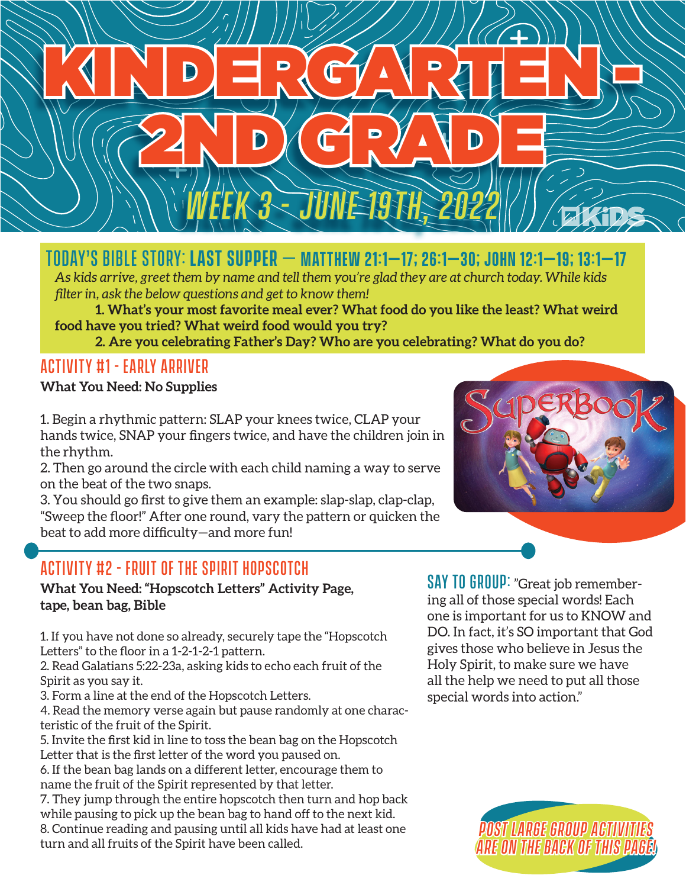# KINDERGARTEN - 2ND GRADE

## WEEK 3 - JUNE 19TH, 2022

## TODAY'S BIBLE STORY: LAST SUPPER — MATTHEW 21:1—17; 26:1—30; JOHN 12:1—19; 13:1—17

*As kids arrive, greet them by name and tell them you're glad they are at church today. While kids filter in, ask the below questions and get to know them!*

**1. What's your most favorite meal ever? What food do you like the least? What weird food have you tried? What weird food would you try?**

**2. Are you celebrating Father's Day? Who are you celebrating? What do you do?**

## ACTIVITY #1 - EARLY ARRIVER

**What You Need: No Supplies**

1. Begin a rhythmic pattern: SLAP your knees twice, CLAP your hands twice, SNAP your fingers twice, and have the children join in the rhythm.
2. Then go around the circle with each child naming a way to serve on the beat of the two snaps.
3. You should go first to give them an example: slap-slap, clap-clap, "Sweep the floor!" After one round, vary the pattern or quicken the beat to add more difficulty—and more fun!

## ACTIVITY #2 - FRUIT OF THE SPIRIT HOPSCOTCH

**What You Need: "Hopscotch Letters" Activity Page, tape, bean bag, Bible**

1. If you have not done so already, securely tape the "Hopscotch Letters" to the floor in a 1-2-1-2-1 pattern.
2. Read Galatians 5:22-23a, asking kids to echo each fruit of the Spirit as you say it.
3. Form a line at the end of the Hopscotch Letters.
4. Read the memory verse again but pause randomly at one characteristic of the fruit of the Spirit.
5. Invite the first kid in line to toss the bean bag on the Hopscotch Letter that is the first letter of the word you paused on.
6. If the bean bag lands on a different letter, encourage them to name the fruit of the Spirit represented by that letter.
7. They jump through the entire hopscotch then turn and hop back while pausing to pick up the bean bag to hand off to the next kid.
8. Continue reading and pausing until all kids have had at least one turn and all fruits of the Spirit have been called.

**SAY TO GROUP:** "Great job remembering all of those special words! Each one is important for us to KNOW and DO. In fact, it's SO important that God gives those who believe in Jesus the Holy Spirit, to make sure we have all the help we need to put all those special words into action."

*POST LARGE GROUP ACTIVITIES ARE ON THE BACK OF THIS PAGE!*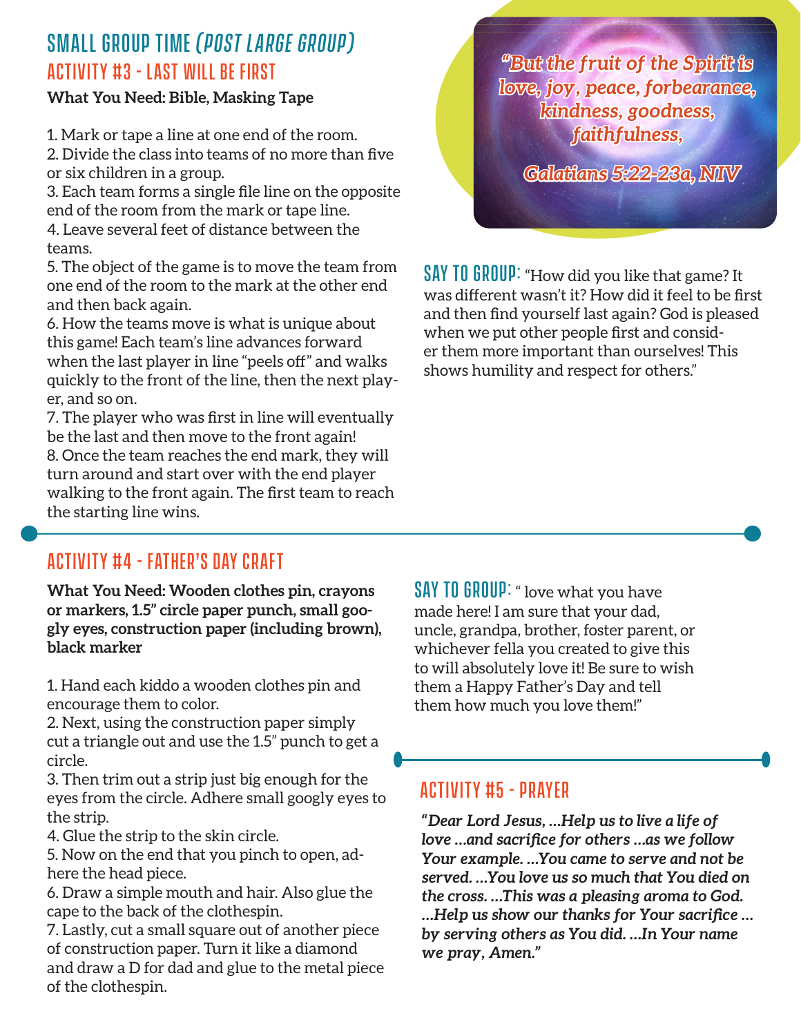## SMALL GROUP TIME *(POST LARGE GROUP)*

### ACTIVITY #3 - LAST WILL BE FIRST

**What You Need: Bible, Masking Tape**

1. Mark or tape a line at one end of the room.
2. Divide the class into teams of no more than five or six children in a group.
3. Each team forms a single file line on the opposite end of the room from the mark or tape line.
4. Leave several feet of distance between the teams.
5. The object of the game is to move the team from one end of the room to the mark at the other end and then back again.
6. How the teams move is what is unique about this game! Each team's line advances forward when the last player in line "peels off" and walks quickly to the front of the line, then the next player, and so on.
7. The player who was first in line will eventually be the last and then move to the front again!
8. Once the team reaches the end mark, they will turn around and start over with the end player walking to the front again. The first team to reach the starting line wins.

*"But the fruit of the Spirit is love, joy, peace, forbearance, kindness, goodness, faithfulness,*

*Galatians 5:22-23a, NIV*

**SAY TO GROUP:** "How did you like that game? It was different wasn't it? How did it feel to be first and then find yourself last again? God is pleased when we put other people first and consider them more important than ourselves! This shows humility and respect for others."

### ACTIVITY #4 - FATHER'S DAY CRAFT

**What You Need: Wooden clothes pin, crayons or markers, 1.5" circle paper punch, small googly eyes, construction paper (including brown), black marker**

1. Hand each kiddo a wooden clothes pin and encourage them to color.
2. Next, using the construction paper simply cut a triangle out and use the 1.5" punch to get a circle.
3. Then trim out a strip just big enough for the eyes from the circle. Adhere small googly eyes to the strip.
4. Glue the strip to the skin circle.
5. Now on the end that you pinch to open, adhere the head piece.
6. Draw a simple mouth and hair. Also glue the cape to the back of the clothespin.
7. Lastly, cut a small square out of another piece of construction paper. Turn it like a diamond and draw a D for dad and glue to the metal piece of the clothespin.

**SAY TO GROUP:** " love what you have made here! I am sure that your dad, uncle, grandpa, brother, foster parent, or whichever fella you created to give this to will absolutely love it! Be sure to wish them a Happy Father's Day and tell them how much you love them!"

### ACTIVITY #5 - PRAYER

***"Dear Lord Jesus, …Help us to live a life of love …and sacrifice for others …as we follow Your example. …You came to serve and not be served. …You love us so much that You died on the cross. …This was a pleasing aroma to God. …Help us show our thanks for Your sacrifice … by serving others as You did. …In Your name we pray, Amen."***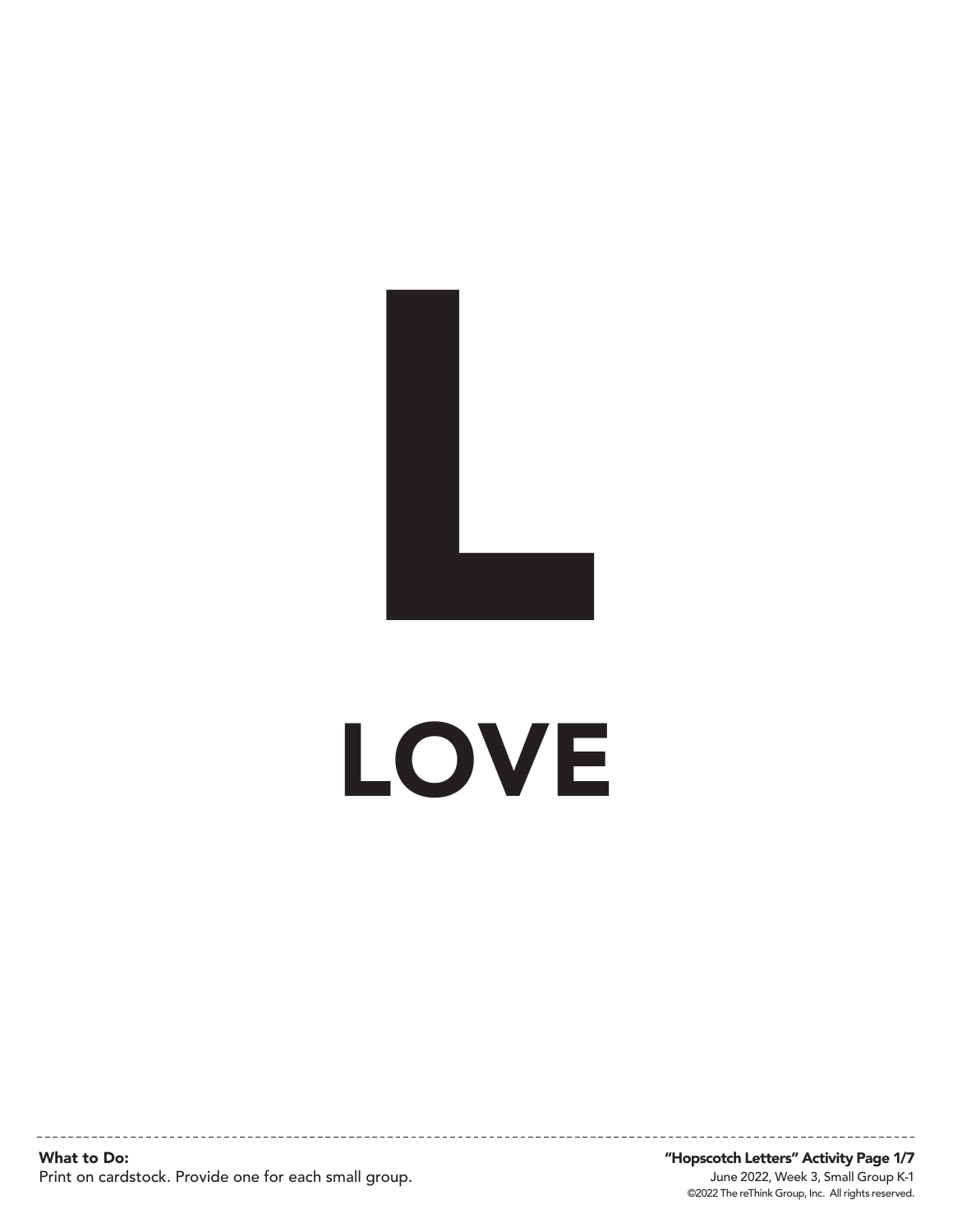# L

# LOVE

**What to Do:**
Print on cardstock. Provide one for each small group.

**"Hopscotch Letters" Activity Page 1/7**
June 2022, Week 3, Small Group K-1
©2022 The reThink Group, Inc. All rights reserved.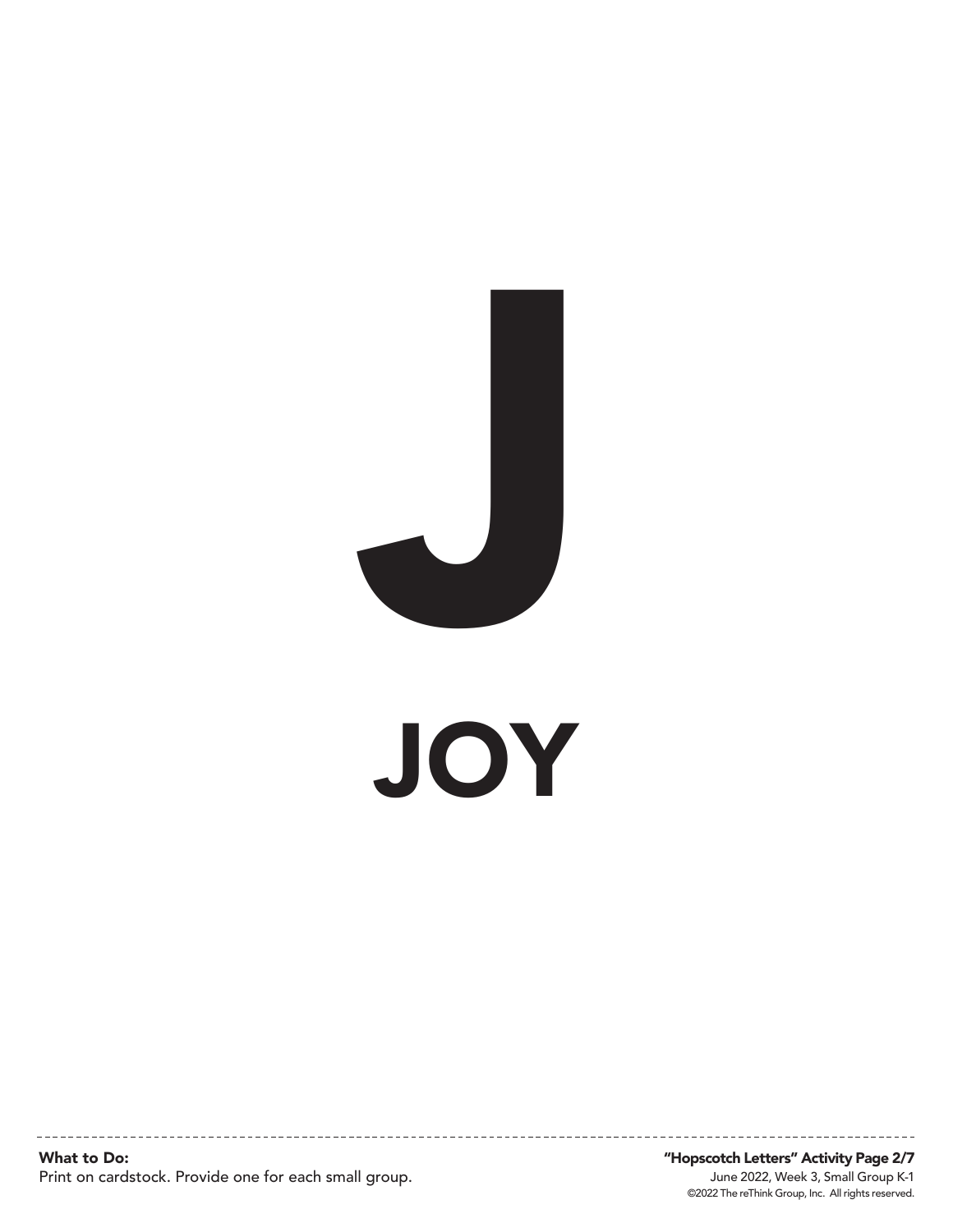# J

## JOY

---

**What to Do:**
Print on cardstock. Provide one for each small group.

**"Hopscotch Letters" Activity Page 2/7**
June 2022, Week 3, Small Group K-1
©2022 The reThink Group, Inc. All rights reserved.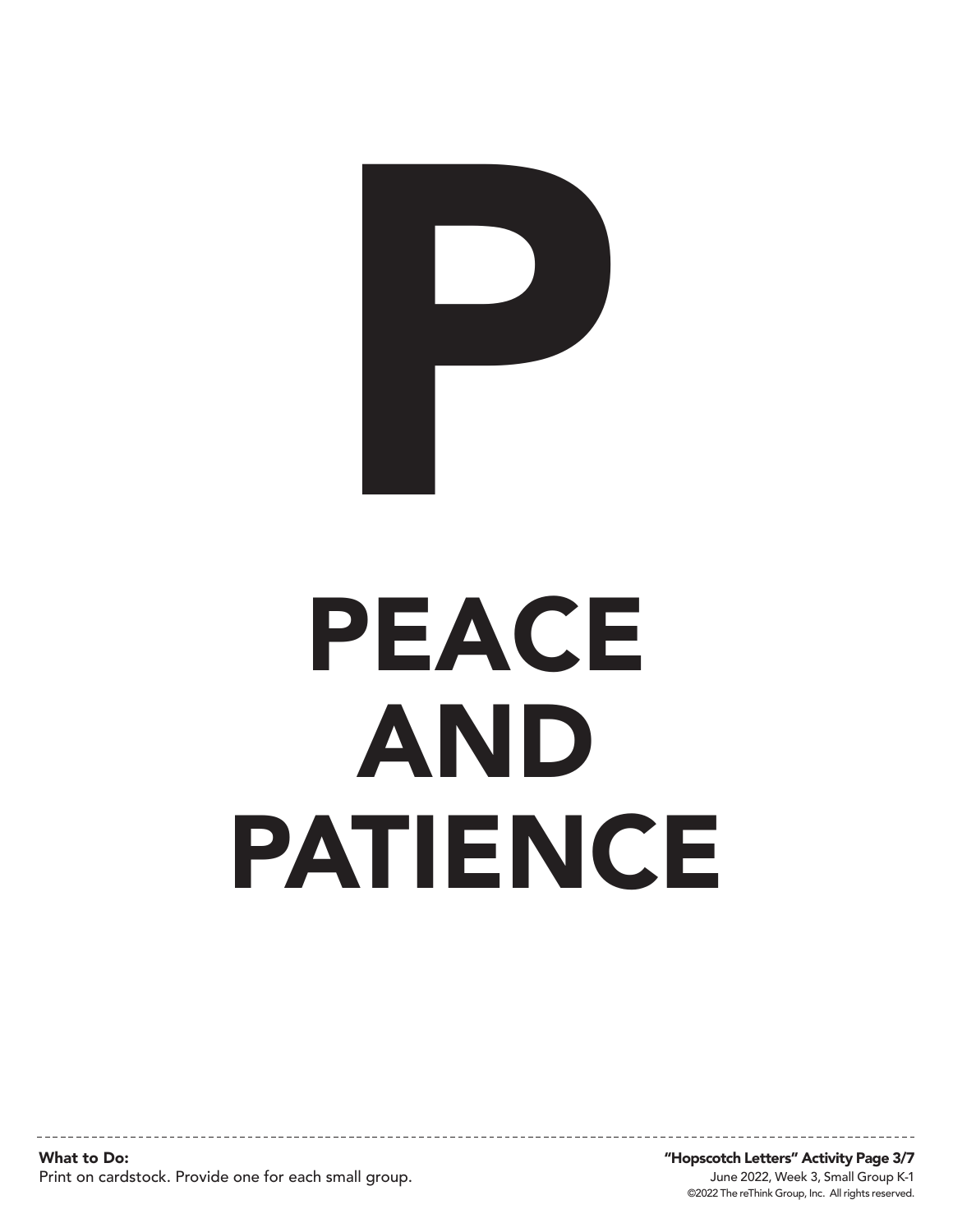# P

# PEACE AND PATIENCE

**What to Do:**
Print on cardstock. Provide one for each small group.

**"Hopscotch Letters" Activity Page 3/7**
June 2022, Week 3, Small Group K-1
©2022 The reThink Group, Inc. All rights reserved.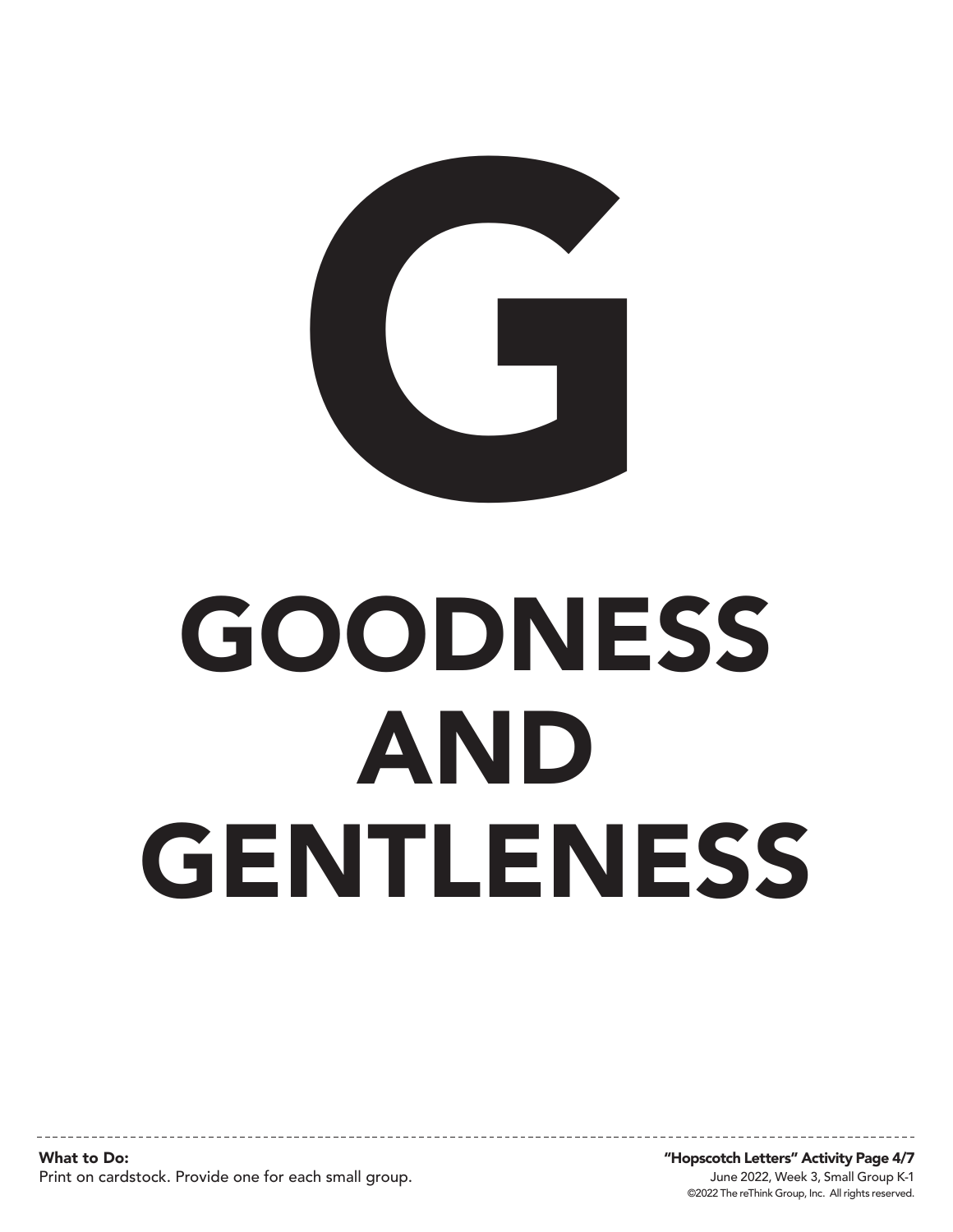# G

# GOODNESS AND GENTLENESS

**What to Do:**
Print on cardstock. Provide one for each small group.

**"Hopscotch Letters" Activity Page 4/7**
June 2022, Week 3, Small Group K-1
©2022 The reThink Group, Inc. All rights reserved.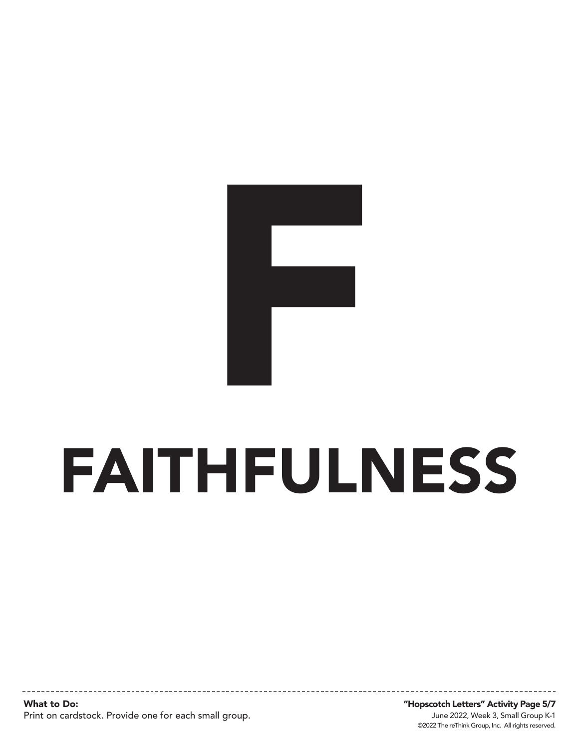# F

# FAITHFULNESS

**What to Do:**
Print on cardstock. Provide one for each small group.

**"Hopscotch Letters" Activity Page 5/7**
June 2022, Week 3, Small Group K-1
©2022 The reThink Group, Inc. All rights reserved.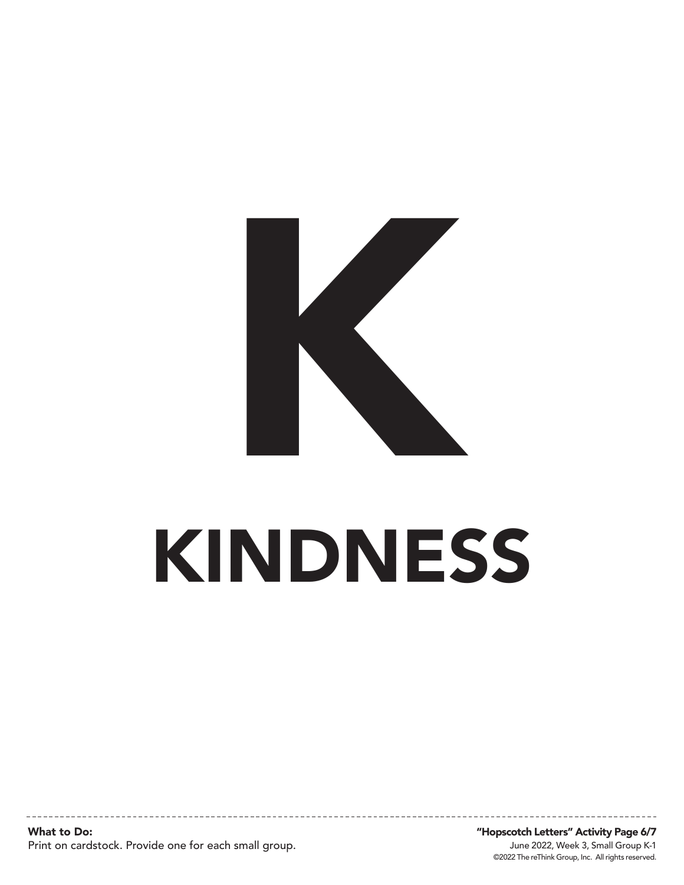# K

# KINDNESS

**What to Do:**
Print on cardstock. Provide one for each small group.

**"Hopscotch Letters" Activity Page 6/7**
June 2022, Week 3, Small Group K-1
©2022 The reThink Group, Inc. All rights reserved.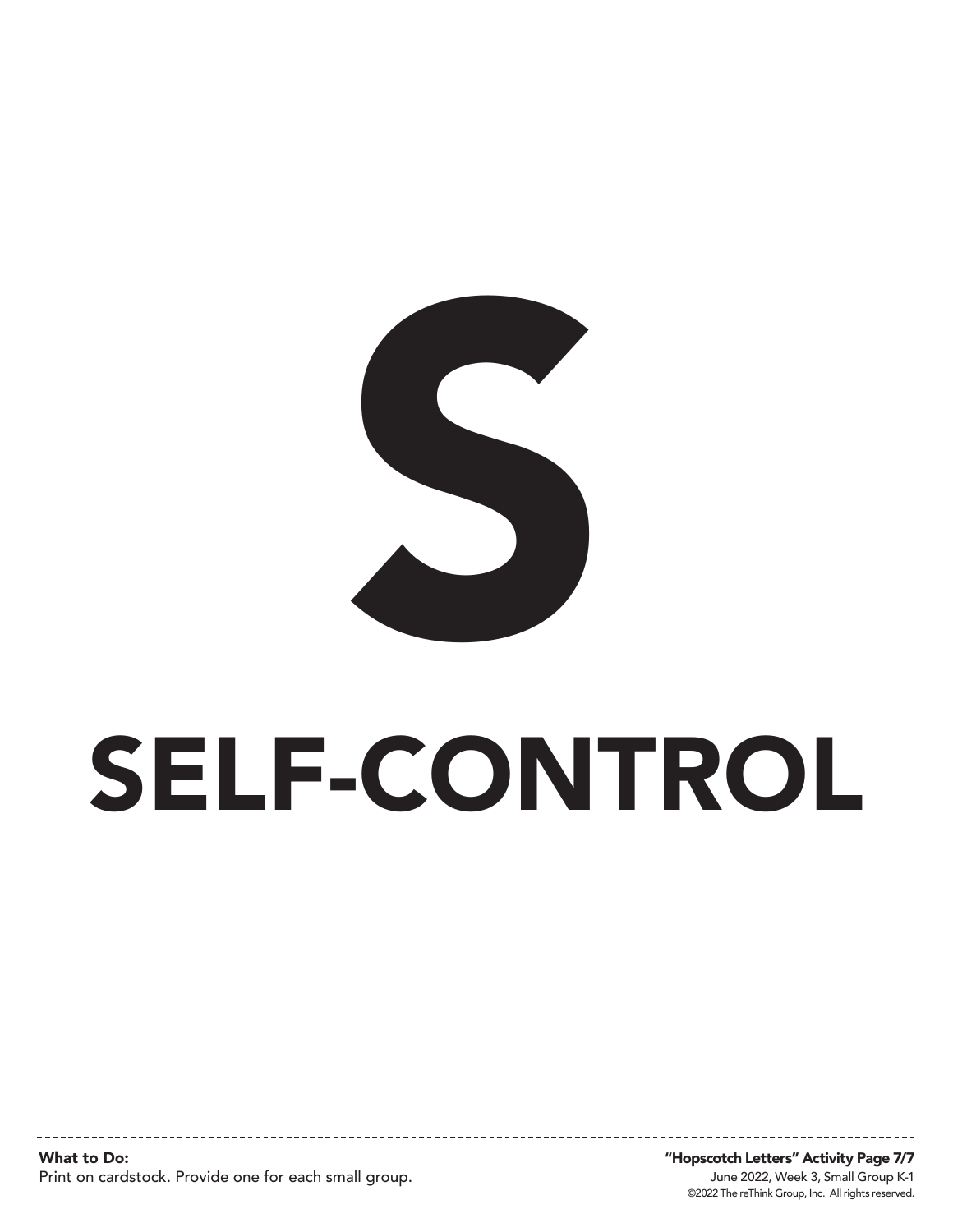# S

# SELF-CONTROL

**What to Do:**
Print on cardstock. Provide one for each small group.

**"Hopscotch Letters" Activity Page 7/7**
June 2022, Week 3, Small Group K-1
©2022 The reThink Group, Inc. All rights reserved.